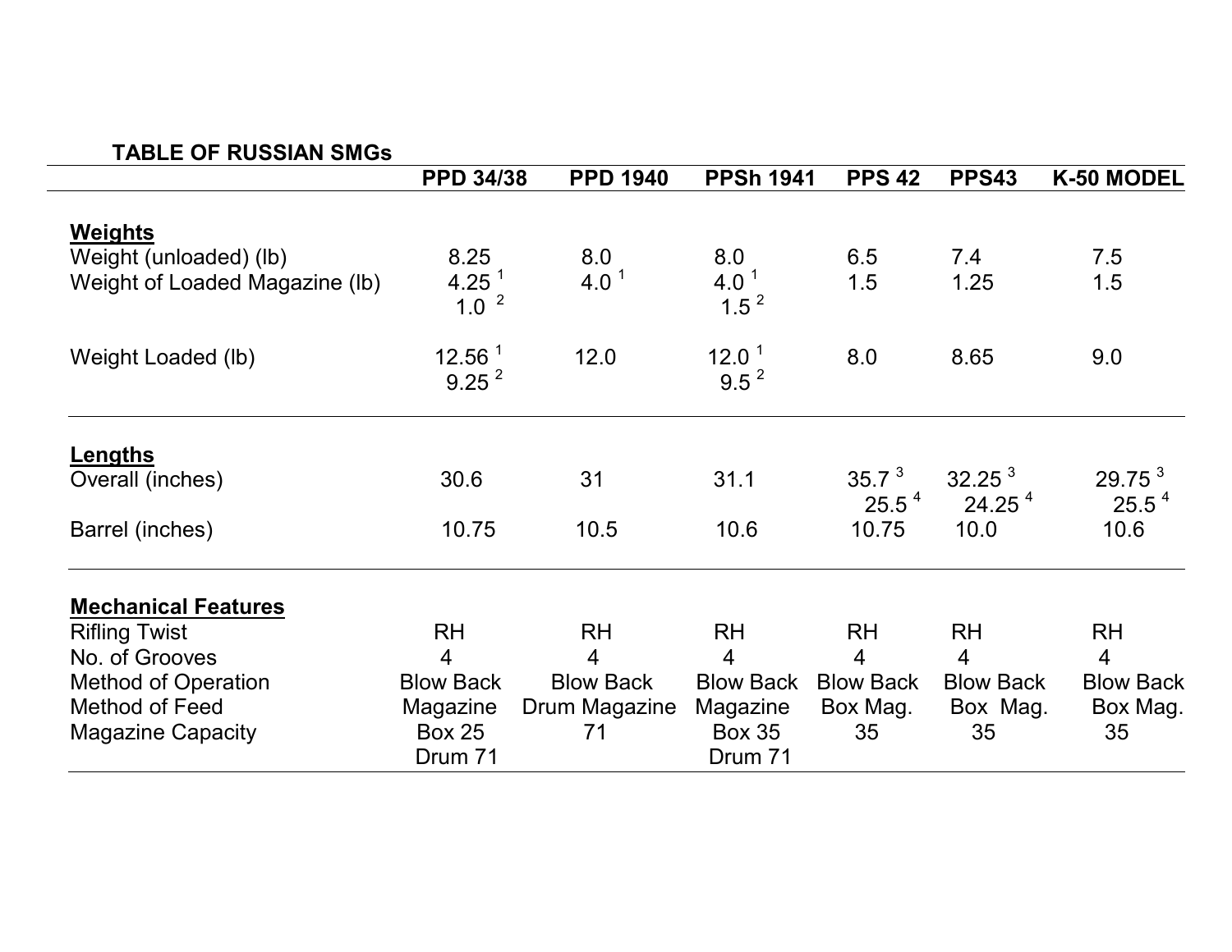**TABLE OF RUSSIAN SMGs**

| | PPD 34/38 | PPD 1940 | PPSh 1941 | PPS 42 | PPS43 | K-50 MODEL |
|---|---|---|---|---|---|---|
| **Weights** | | | | | | |
| Weight (unloaded) (lb) | 8.25 | 8.0 | 8.0 | 6.5 | 7.4 | 7.5 |
| Weight of Loaded Magazine (lb) | 4.25 [1]<br>1.0 [2] | 4.0 [1] | 4.0 [1]<br>1.5 [2] | 1.5 | 1.25 | 1.5 |
| Weight Loaded (lb) | 12.56 [1]<br>9.25 [2] | 12.0 | 12.0 [1]<br>9.5 [2] | 8.0 | 8.65 | 9.0 |
| **Lengths** | | | | | | |
| Overall (inches) | 30.6 | 31 | 31.1 | 35.7 [3]<br>25.5 [4] | 32.25 [3]<br>24.25 [4] | 29.75 [3]<br>25.5 [4] |
| Barrel (inches) | 10.75 | 10.5 | 10.6 | 10.75 | 10.0 | 10.6 |
| **Mechanical Features** | | | | | | |
| Rifling Twist | RH | RH | RH | RH | RH | RH |
| No. of Grooves | 4 | 4 | 4 | 4 | 4 | 4 |
| Method of Operation | Blow Back | Blow Back | Blow Back | Blow Back | Blow Back | Blow Back |
| Method of Feed | Magazine | Drum Magazine | Magazine | Box Mag. | Box Mag. | Box Mag. |
| Magazine Capacity | Box 25<br>Drum 71 | 71 | Box 35<br>Drum 71 | 35 | 35 | 35 |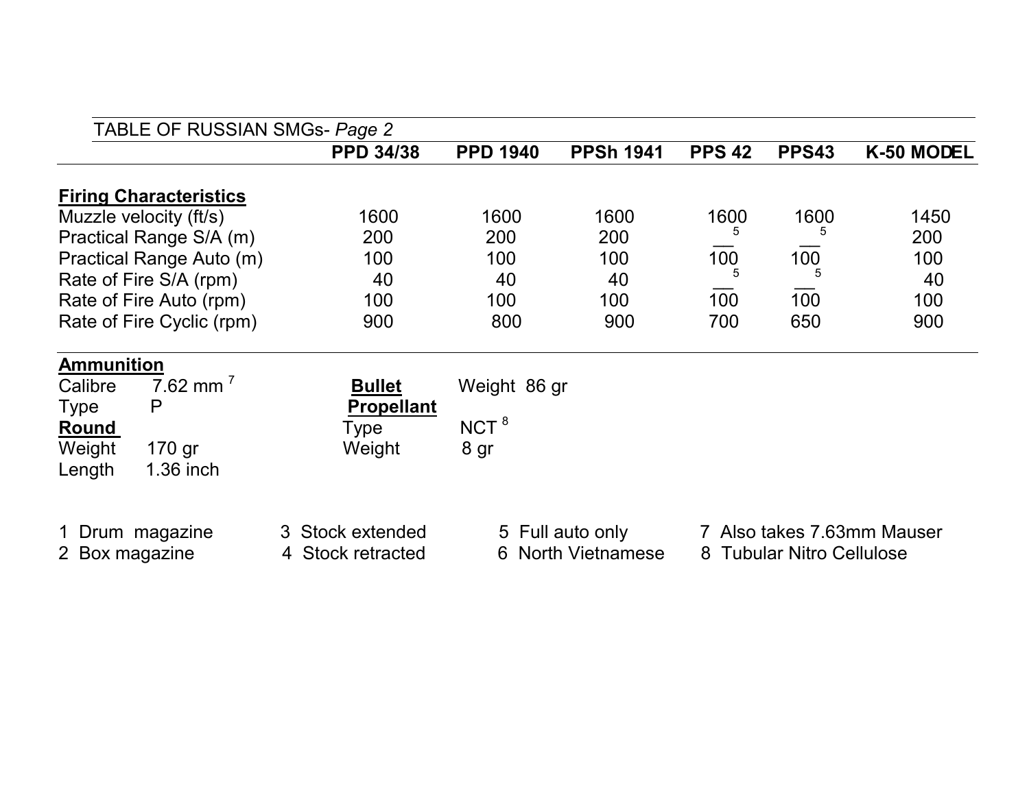TABLE OF RUSSIAN SMGs- *Page 2*

| | PPD 34/38 | PPD 1940 | PPSh 1941 | PPS 42 | PPS43 | K-50 MODEL |
|---|---|---|---|---|---|---|
| **Firing Characteristics** | | | | | | |
| Muzzle velocity (ft/s) | 1600 | 1600 | 1600 | 1600 | 1600 | 1450 |
| Practical Range S/A (m) | 200 | 200 | 200 | __ [5] | __ [5] | 200 |
| Practical Range Auto (m) | 100 | 100 | 100 | 100 | 100 | 100 |
| Rate of Fire S/A (rpm) | 40 | 40 | 40 | __ [5] | __ [5] | 40 |
| Rate of Fire Auto (rpm) | 100 | 100 | 100 | 100 | 100 | 100 |
| Rate of Fire Cyclic (rpm) | 900 | 800 | 900 | 700 | 650 | 900 |

**Ammunition**

Calibre 7.62 mm [7]
Type P

**Round**
Weight 170 gr
Length 1.36 inch

**Bullet** Weight 86 gr

**Propellant**
Type NCT [8]
Weight 8 gr

1 Drum magazine
2 Box magazine
3 Stock extended
4 Stock retracted
5 Full auto only
6 North Vietnamese
7 Also takes 7.63mm Mauser
8 Tubular Nitro Cellulose